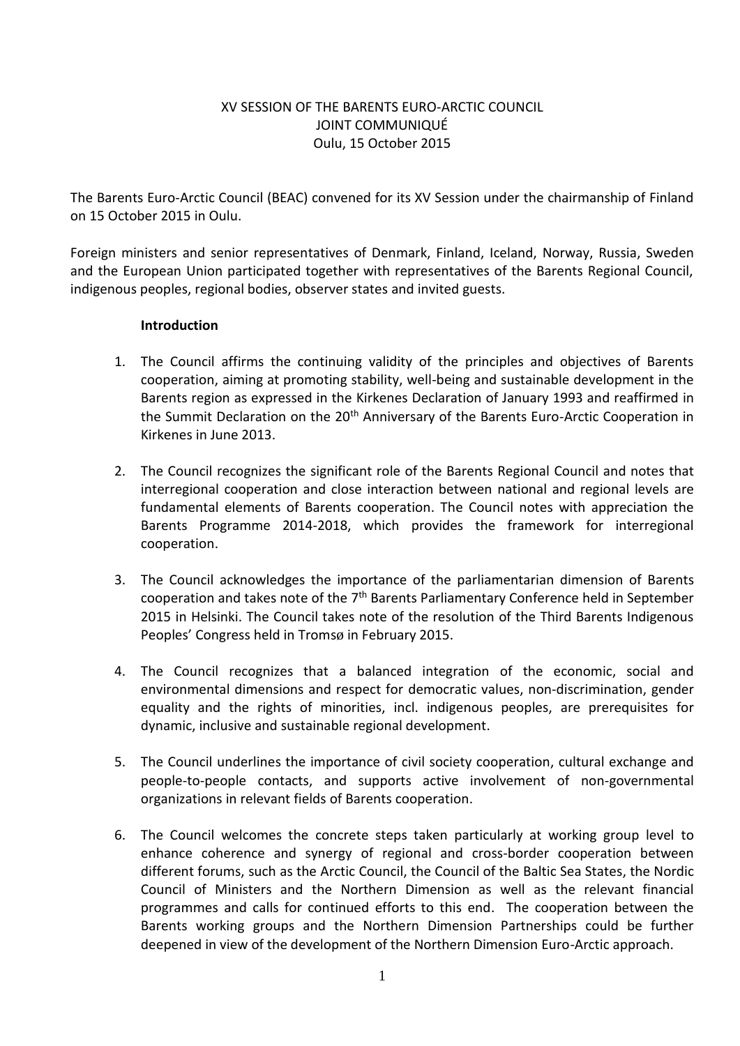# XV SESSION OF THE BARENTS EURO-ARCTIC COUNCIL
## JOINT COMMUNIQUÉ
### Oulu, 15 October 2015

The Barents Euro-Arctic Council (BEAC) convened for its XV Session under the chairmanship of Finland on 15 October 2015 in Oulu.

Foreign ministers and senior representatives of Denmark, Finland, Iceland, Norway, Russia, Sweden and the European Union participated together with representatives of the Barents Regional Council, indigenous peoples, regional bodies, observer states and invited guests.

**Introduction**

1. The Council affirms the continuing validity of the principles and objectives of Barents cooperation, aiming at promoting stability, well-being and sustainable development in the Barents region as expressed in the Kirkenes Declaration of January 1993 and reaffirmed in the Summit Declaration on the 20th Anniversary of the Barents Euro-Arctic Cooperation in Kirkenes in June 2013.

2. The Council recognizes the significant role of the Barents Regional Council and notes that interregional cooperation and close interaction between national and regional levels are fundamental elements of Barents cooperation. The Council notes with appreciation the Barents Programme 2014-2018, which provides the framework for interregional cooperation.

3. The Council acknowledges the importance of the parliamentarian dimension of Barents cooperation and takes note of the 7th Barents Parliamentary Conference held in September 2015 in Helsinki. The Council takes note of the resolution of the Third Barents Indigenous Peoples' Congress held in Tromsø in February 2015.

4. The Council recognizes that a balanced integration of the economic, social and environmental dimensions and respect for democratic values, non-discrimination, gender equality and the rights of minorities, incl. indigenous peoples, are prerequisites for dynamic, inclusive and sustainable regional development.

5. The Council underlines the importance of civil society cooperation, cultural exchange and people-to-people contacts, and supports active involvement of non-governmental organizations in relevant fields of Barents cooperation.

6. The Council welcomes the concrete steps taken particularly at working group level to enhance coherence and synergy of regional and cross-border cooperation between different forums, such as the Arctic Council, the Council of the Baltic Sea States, the Nordic Council of Ministers and the Northern Dimension as well as the relevant financial programmes and calls for continued efforts to this end. The cooperation between the Barents working groups and the Northern Dimension Partnerships could be further deepened in view of the development of the Northern Dimension Euro-Arctic approach.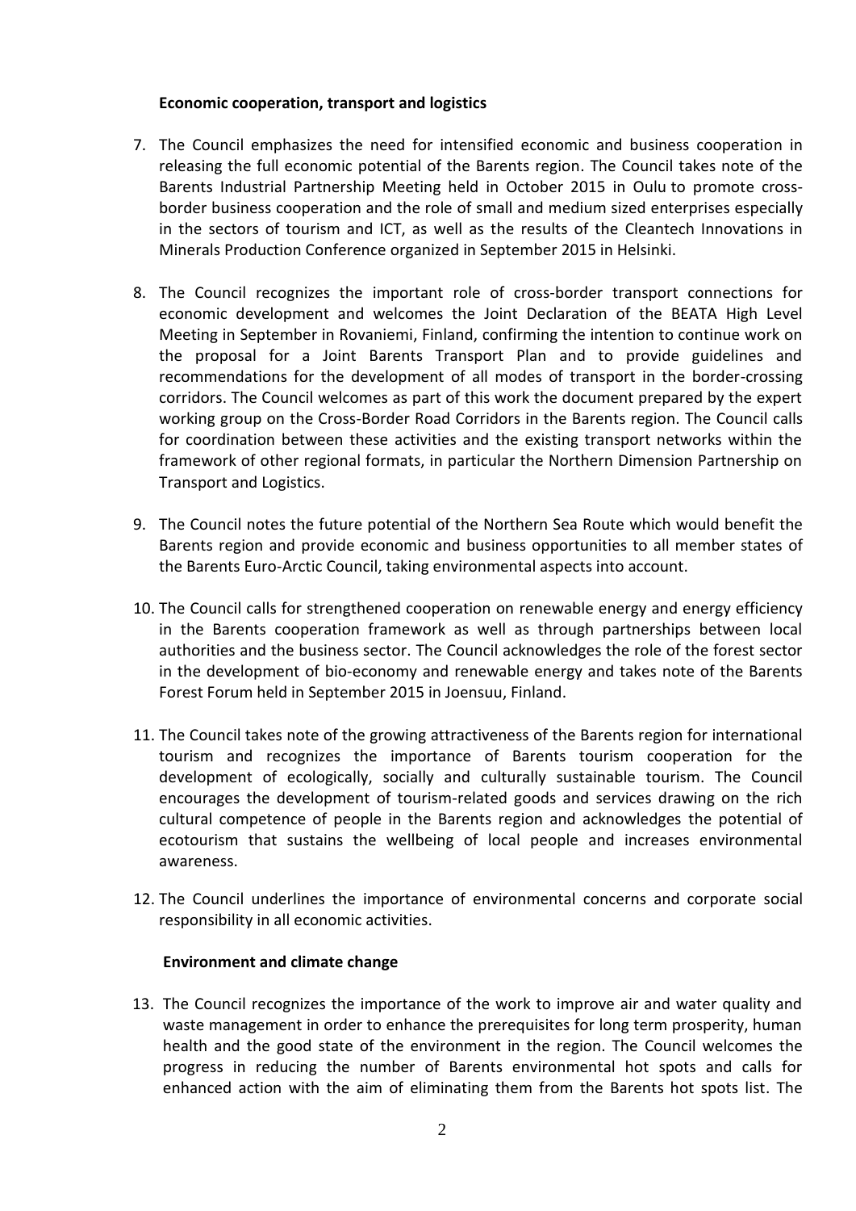**Economic cooperation, transport and logistics**

7. The Council emphasizes the need for intensified economic and business cooperation in releasing the full economic potential of the Barents region. The Council takes note of the Barents Industrial Partnership Meeting held in October 2015 in Oulu to promote cross-border business cooperation and the role of small and medium sized enterprises especially in the sectors of tourism and ICT, as well as the results of the Cleantech Innovations in Minerals Production Conference organized in September 2015 in Helsinki.

8. The Council recognizes the important role of cross-border transport connections for economic development and welcomes the Joint Declaration of the BEATA High Level Meeting in September in Rovaniemi, Finland, confirming the intention to continue work on the proposal for a Joint Barents Transport Plan and to provide guidelines and recommendations for the development of all modes of transport in the border-crossing corridors. The Council welcomes as part of this work the document prepared by the expert working group on the Cross-Border Road Corridors in the Barents region. The Council calls for coordination between these activities and the existing transport networks within the framework of other regional formats, in particular the Northern Dimension Partnership on Transport and Logistics.

9. The Council notes the future potential of the Northern Sea Route which would benefit the Barents region and provide economic and business opportunities to all member states of the Barents Euro-Arctic Council, taking environmental aspects into account.

10. The Council calls for strengthened cooperation on renewable energy and energy efficiency in the Barents cooperation framework as well as through partnerships between local authorities and the business sector. The Council acknowledges the role of the forest sector in the development of bio-economy and renewable energy and takes note of the Barents Forest Forum held in September 2015 in Joensuu, Finland.

11. The Council takes note of the growing attractiveness of the Barents region for international tourism and recognizes the importance of Barents tourism cooperation for the development of ecologically, socially and culturally sustainable tourism. The Council encourages the development of tourism-related goods and services drawing on the rich cultural competence of people in the Barents region and acknowledges the potential of ecotourism that sustains the wellbeing of local people and increases environmental awareness.

12. The Council underlines the importance of environmental concerns and corporate social responsibility in all economic activities.

**Environment and climate change**

13. The Council recognizes the importance of the work to improve air and water quality and waste management in order to enhance the prerequisites for long term prosperity, human health and the good state of the environment in the region. The Council welcomes the progress in reducing the number of Barents environmental hot spots and calls for enhanced action with the aim of eliminating them from the Barents hot spots list. The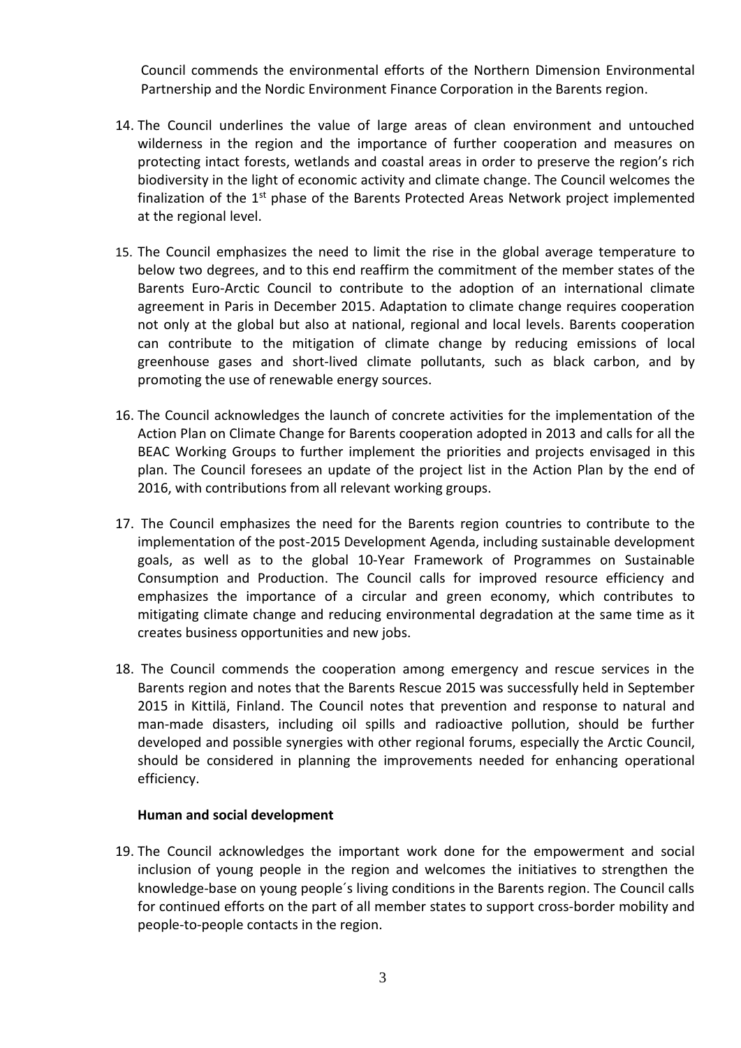Council commends the environmental efforts of the Northern Dimension Environmental Partnership and the Nordic Environment Finance Corporation in the Barents region.

14. The Council underlines the value of large areas of clean environment and untouched wilderness in the region and the importance of further cooperation and measures on protecting intact forests, wetlands and coastal areas in order to preserve the region's rich biodiversity in the light of economic activity and climate change. The Council welcomes the finalization of the 1st phase of the Barents Protected Areas Network project implemented at the regional level.

15. The Council emphasizes the need to limit the rise in the global average temperature to below two degrees, and to this end reaffirm the commitment of the member states of the Barents Euro-Arctic Council to contribute to the adoption of an international climate agreement in Paris in December 2015. Adaptation to climate change requires cooperation not only at the global but also at national, regional and local levels. Barents cooperation can contribute to the mitigation of climate change by reducing emissions of local greenhouse gases and short-lived climate pollutants, such as black carbon, and by promoting the use of renewable energy sources.

16. The Council acknowledges the launch of concrete activities for the implementation of the Action Plan on Climate Change for Barents cooperation adopted in 2013 and calls for all the BEAC Working Groups to further implement the priorities and projects envisaged in this plan. The Council foresees an update of the project list in the Action Plan by the end of 2016, with contributions from all relevant working groups.

17. The Council emphasizes the need for the Barents region countries to contribute to the implementation of the post-2015 Development Agenda, including sustainable development goals, as well as to the global 10-Year Framework of Programmes on Sustainable Consumption and Production. The Council calls for improved resource efficiency and emphasizes the importance of a circular and green economy, which contributes to mitigating climate change and reducing environmental degradation at the same time as it creates business opportunities and new jobs.

18. The Council commends the cooperation among emergency and rescue services in the Barents region and notes that the Barents Rescue 2015 was successfully held in September 2015 in Kittilä, Finland. The Council notes that prevention and response to natural and man-made disasters, including oil spills and radioactive pollution, should be further developed and possible synergies with other regional forums, especially the Arctic Council, should be considered in planning the improvements needed for enhancing operational efficiency.

**Human and social development**

19. The Council acknowledges the important work done for the empowerment and social inclusion of young people in the region and welcomes the initiatives to strengthen the knowledge-base on young people´s living conditions in the Barents region. The Council calls for continued efforts on the part of all member states to support cross-border mobility and people-to-people contacts in the region.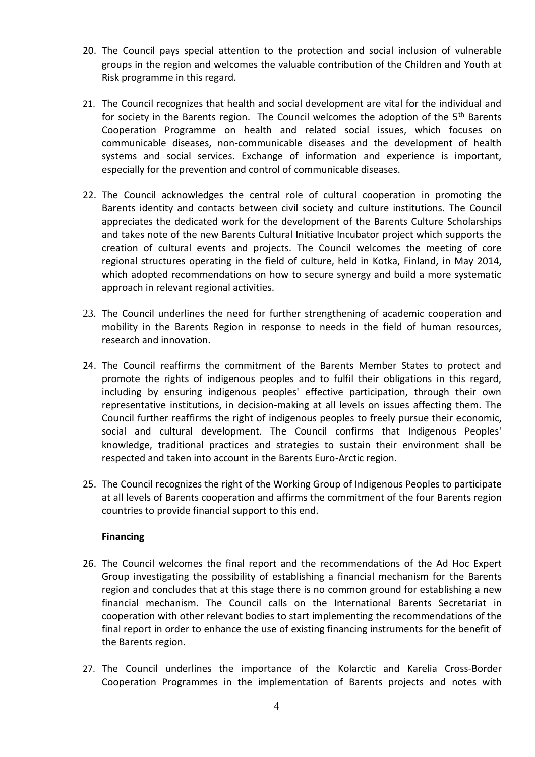20. The Council pays special attention to the protection and social inclusion of vulnerable groups in the region and welcomes the valuable contribution of the Children and Youth at Risk programme in this regard.

21. The Council recognizes that health and social development are vital for the individual and for society in the Barents region. The Council welcomes the adoption of the 5th Barents Cooperation Programme on health and related social issues, which focuses on communicable diseases, non-communicable diseases and the development of health systems and social services. Exchange of information and experience is important, especially for the prevention and control of communicable diseases.

22. The Council acknowledges the central role of cultural cooperation in promoting the Barents identity and contacts between civil society and culture institutions. The Council appreciates the dedicated work for the development of the Barents Culture Scholarships and takes note of the new Barents Cultural Initiative Incubator project which supports the creation of cultural events and projects. The Council welcomes the meeting of core regional structures operating in the field of culture, held in Kotka, Finland, in May 2014, which adopted recommendations on how to secure synergy and build a more systematic approach in relevant regional activities.

23. The Council underlines the need for further strengthening of academic cooperation and mobility in the Barents Region in response to needs in the field of human resources, research and innovation.

24. The Council reaffirms the commitment of the Barents Member States to protect and promote the rights of indigenous peoples and to fulfil their obligations in this regard, including by ensuring indigenous peoples' effective participation, through their own representative institutions, in decision-making at all levels on issues affecting them. The Council further reaffirms the right of indigenous peoples to freely pursue their economic, social and cultural development. The Council confirms that Indigenous Peoples' knowledge, traditional practices and strategies to sustain their environment shall be respected and taken into account in the Barents Euro-Arctic region.

25. The Council recognizes the right of the Working Group of Indigenous Peoples to participate at all levels of Barents cooperation and affirms the commitment of the four Barents region countries to provide financial support to this end.

**Financing**

26. The Council welcomes the final report and the recommendations of the Ad Hoc Expert Group investigating the possibility of establishing a financial mechanism for the Barents region and concludes that at this stage there is no common ground for establishing a new financial mechanism. The Council calls on the International Barents Secretariat in cooperation with other relevant bodies to start implementing the recommendations of the final report in order to enhance the use of existing financing instruments for the benefit of the Barents region.

27. The Council underlines the importance of the Kolarctic and Karelia Cross-Border Cooperation Programmes in the implementation of Barents projects and notes with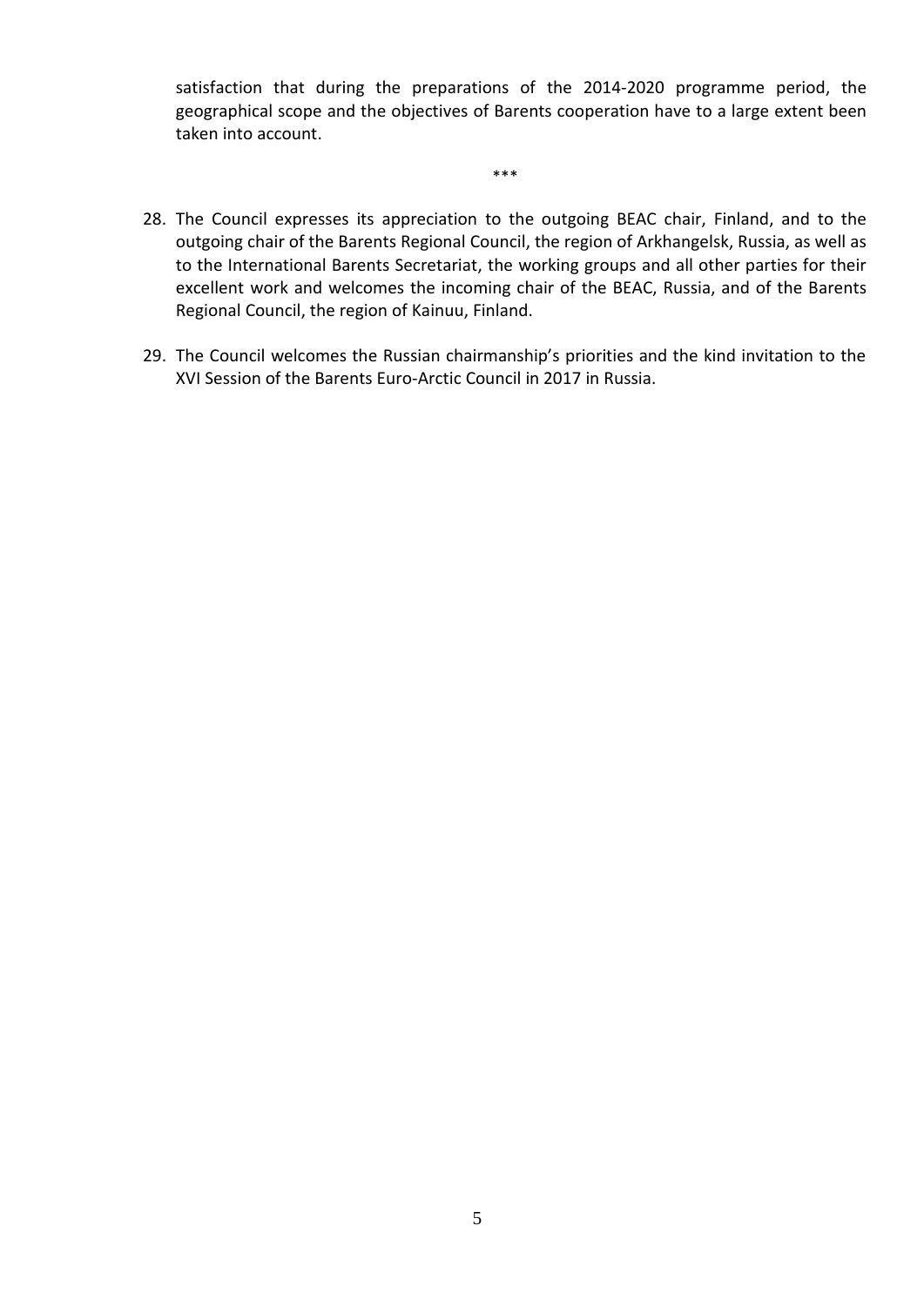satisfaction that during the preparations of the 2014-2020 programme period, the geographical scope and the objectives of Barents cooperation have to a large extent been taken into account.

***

28. The Council expresses its appreciation to the outgoing BEAC chair, Finland, and to the outgoing chair of the Barents Regional Council, the region of Arkhangelsk, Russia, as well as to the International Barents Secretariat, the working groups and all other parties for their excellent work and welcomes the incoming chair of the BEAC, Russia, and of the Barents Regional Council, the region of Kainuu, Finland.

29. The Council welcomes the Russian chairmanship's priorities and the kind invitation to the XVI Session of the Barents Euro-Arctic Council in 2017 in Russia.